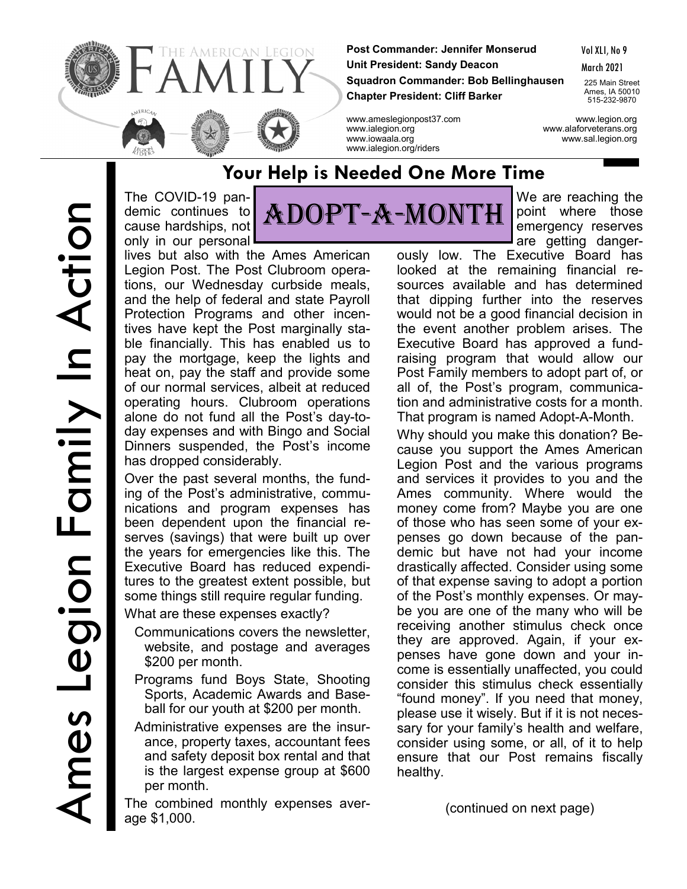# THE AMERICAN LEGION FAMILY

**Post Commander: Jennifer Monserud**
**Unit President: Sandy Deacon**
**Squadron Commander: Bob Bellinghausen**
**Chapter President: Cliff Barker**

Vol XLI, No 9
March 2021

225 Main Street
Ames, IA 50010
515-232-9870

www.ameslegionpost37.com
www.ialegion.org
www.iowaala.org
www.ialegion.org/riders

www.legion.org
www.alaforveterans.org
www.sal.legion.org

Ames Legion Family In Action

## Your Help is Needed One More Time

### ADOPT-A-MONTH

The COVID-19 pandemic continues to cause hardships, not only in our personal lives but also with the Ames American Legion Post. The Post Clubroom operations, our Wednesday curbside meals, and the help of federal and state Payroll Protection Programs and other incentives have kept the Post marginally stable financially. This has enabled us to pay the mortgage, keep the lights and heat on, pay the staff and provide some of our normal services, albeit at reduced operating hours. Clubroom operations alone do not fund all the Post's day-to-day expenses and with Bingo and Social Dinners suspended, the Post's income has dropped considerably.

Over the past several months, the funding of the Post's administrative, communications and program expenses has been dependent upon the financial reserves (savings) that were built up over the years for emergencies like this. The Executive Board has reduced expenditures to the greatest extent possible, but some things still require regular funding.

What are these expenses exactly?

- Communications covers the newsletter, website, and postage and averages $200 per month.
- Programs fund Boys State, Shooting Sports, Academic Awards and Baseball for our youth at $200 per month.
- Administrative expenses are the insurance, property taxes, accountant fees and safety deposit box rental and that is the largest expense group at $600 per month.

The combined monthly expenses average $1,000.

We are reaching the point where those emergency reserves are getting dangerously low. The Executive Board has looked at the remaining financial resources available and has determined that dipping further into the reserves would not be a good financial decision in the event another problem arises. The Executive Board has approved a fundraising program that would allow our Post Family members to adopt part of, or all of, the Post's program, communication and administrative costs for a month. That program is named Adopt-A-Month.

Why should you make this donation? Because you support the Ames American Legion Post and the various programs and services it provides to you and the Ames community. Where would the money come from? Maybe you are one of those who has seen some of your expenses go down because of the pandemic but have not had your income drastically affected. Consider using some of that expense saving to adopt a portion of the Post's monthly expenses. Or maybe you are one of the many who will be receiving another stimulus check once they are approved. Again, if your expenses have gone down and your income is essentially unaffected, you could consider this stimulus check essentially "found money". If you need that money, please use it wisely. But if it is not necessary for your family's health and welfare, consider using some, or all, of it to help ensure that our Post remains fiscally healthy.

(continued on next page)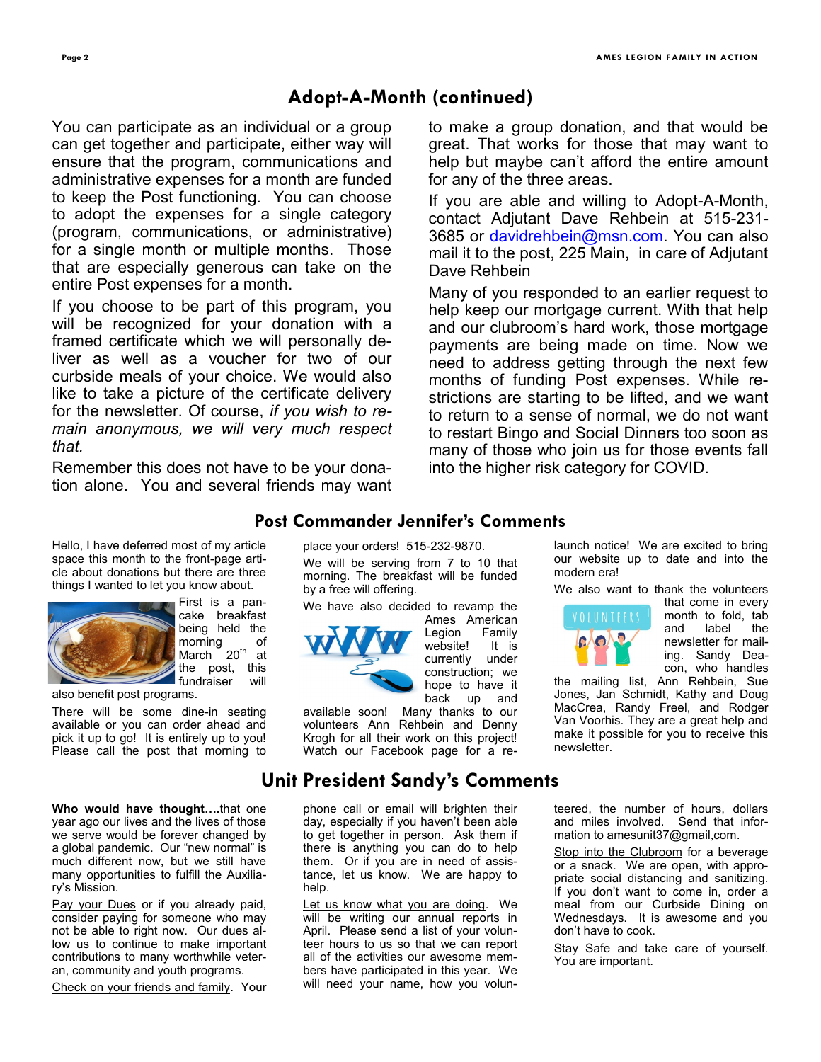## Adopt-A-Month (continued)

You can participate as an individual or a group can get together and participate, either way will ensure that the program, communications and administrative expenses for a month are funded to keep the Post functioning. You can choose to adopt the expenses for a single category (program, communications, or administrative) for a single month or multiple months. Those that are especially generous can take on the entire Post expenses for a month.

If you choose to be part of this program, you will be recognized for your donation with a framed certificate which we will personally deliver as well as a voucher for two of our curbside meals of your choice. We would also like to take a picture of the certificate delivery for the newsletter. Of course, *if you wish to remain anonymous, we will very much respect that.*

Remember this does not have to be your donation alone. You and several friends may want to make a group donation, and that would be great. That works for those that may want to help but maybe can't afford the entire amount for any of the three areas.

If you are able and willing to Adopt-A-Month, contact Adjutant Dave Rehbein at 515-231-3685 or davidrehbein@msn.com. You can also mail it to the post, 225 Main, in care of Adjutant Dave Rehbein

Many of you responded to an earlier request to help keep our mortgage current. With that help and our clubroom's hard work, those mortgage payments are being made on time. Now we need to address getting through the next few months of funding Post expenses. While restrictions are starting to be lifted, and we want to return to a sense of normal, we do not want to restart Bingo and Social Dinners too soon as many of those who join us for those events fall into the higher risk category for COVID.

## Post Commander Jennifer's Comments

Hello, I have deferred most of my article space this month to the front-page article about donations but there are three things I wanted to let you know about.

First is a pancake breakfast being held the morning of March 20th at the post, this fundraiser will also benefit post programs.

There will be some dine-in seating available or you can order ahead and pick it up to go! It is entirely up to you! Please call the post that morning to place your orders! 515-232-9870.

We will be serving from 7 to 10 that morning. The breakfast will be funded by a free will offering.

We have also decided to revamp the Ames American Legion Family website! It is currently under construction; we hope to have it back up and available soon! Many thanks to our volunteers Ann Rehbein and Denny Krogh for all their work on this project! Watch our Facebook page for a relaunch notice! We are excited to bring our website up to date and into the modern era!

We also want to thank the volunteers that come in every month to fold, tab and label the newsletter for mailing. Sandy Deacon, who handles the mailing list, Ann Rehbein, Sue Jones, Jan Schmidt, Kathy and Doug MacCrea, Randy Freel, and Rodger Van Voorhis. They are a great help and make it possible for you to receive this newsletter.

## Unit President Sandy's Comments

**Who would have thought….**that one year ago our lives and the lives of those we serve would be forever changed by a global pandemic. Our "new normal" is much different now, but we still have many opportunities to fulfill the Auxiliary's Mission.

Pay your Dues or if you already paid, consider paying for someone who may not be able to right now. Our dues allow us to continue to make important contributions to many worthwhile veteran, community and youth programs.

Check on your friends and family. Your phone call or email will brighten their day, especially if you haven't been able to get together in person. Ask them if there is anything you can do to help them. Or if you are in need of assistance, let us know. We are happy to help.

Let us know what you are doing. We will be writing our annual reports in April. Please send a list of your volunteer hours to us so that we can report all of the activities our awesome members have participated in this year. We will need your name, how you volunteered, the number of hours, dollars and miles involved. Send that information to amesunit37@gmail,com.

Stop into the Clubroom for a beverage or a snack. We are open, with appropriate social distancing and sanitizing. If you don't want to come in, order a meal from our Curbside Dining on Wednesdays. It is awesome and you don't have to cook.

Stay Safe and take care of yourself. You are important.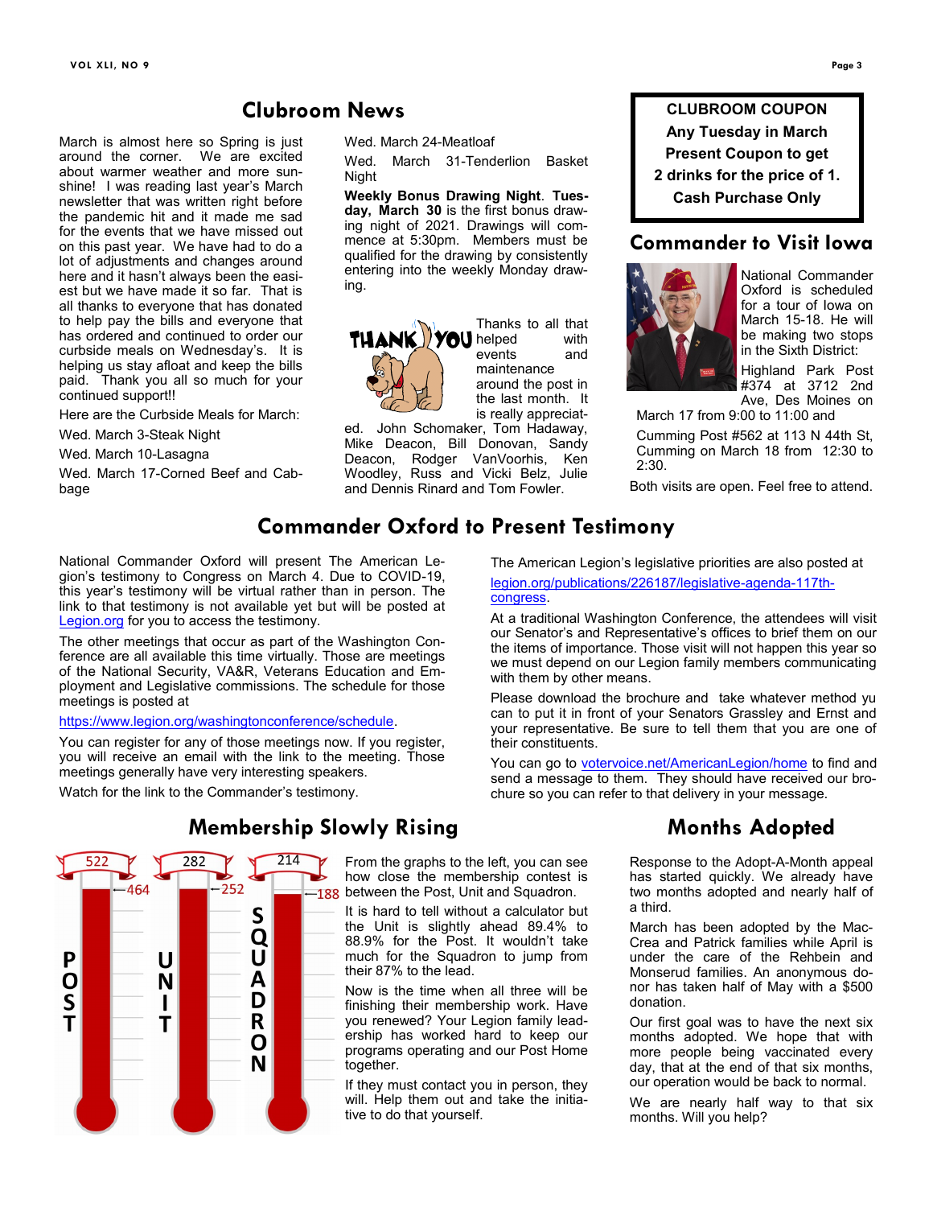## Clubroom News

March is almost here so Spring is just around the corner. We are excited about warmer weather and more sunshine! I was reading last year's March newsletter that was written right before the pandemic hit and it made me sad for the events that we have missed out on this past year. We have had to do a lot of adjustments and changes around here and it hasn't always been the easiest but we have made it so far. That is all thanks to everyone that has donated to help pay the bills and everyone that has ordered and continued to order our curbside meals on Wednesday's. It is helping us stay afloat and keep the bills paid. Thank you all so much for your continued support!!

Here are the Curbside Meals for March:

Wed. March 3-Steak Night

Wed. March 10-Lasagna

Wed. March 17-Corned Beef and Cabbage

Wed. March 24-Meatloaf

Wed. March 31-Tenderlion Basket Night

**Weekly Bonus Drawing Night**. **Tuesday, March 30** is the first bonus drawing night of 2021. Drawings will commence at 5:30pm. Members must be qualified for the drawing by consistently entering into the weekly Monday drawing.

THANK YOU

Thanks to all that helped with events and maintenance around the post in the last month. It is really appreciated. John Schomaker, Tom Hadaway, Mike Deacon, Bill Donovan, Sandy Deacon, Rodger VanVoorhis, Ken Woodley, Russ and Vicki Belz, Julie and Dennis Rinard and Tom Fowler.

**CLUBROOM COUPON**
**Any Tuesday in March**
**Present Coupon to get**
**2 drinks for the price of 1.**
**Cash Purchase Only**

## Commander to Visit Iowa

National Commander Oxford is scheduled for a tour of Iowa on March 15-18. He will be making two stops in the Sixth District:

Highland Park Post #374 at 3712 2nd Ave, Des Moines on March 17 from 9:00 to 11:00 and

Cumming Post #562 at 113 N 44th St, Cumming on March 18 from 12:30 to 2:30.

Both visits are open. Feel free to attend.

## Commander Oxford to Present Testimony

National Commander Oxford will present The American Legion's testimony to Congress on March 4. Due to COVID-19, this year's testimony will be virtual rather than in person. The link to that testimony is not available yet but will be posted at Legion.org for you to access the testimony.

The other meetings that occur as part of the Washington Conference are all available this time virtually. Those are meetings of the National Security, VA&R, Veterans Education and Employment and Legislative commissions. The schedule for those meetings is posted at

https://www.legion.org/washingtonconference/schedule.

You can register for any of those meetings now. If you register, you will receive an email with the link to the meeting. Those meetings generally have very interesting speakers.

Watch for the link to the Commander's testimony.

The American Legion's legislative priorities are also posted at

legion.org/publications/226187/legislative-agenda-117th-congress.

At a traditional Washington Conference, the attendees will visit our Senator's and Representative's offices to brief them on our the items of importance. Those visit will not happen this year so we must depend on our Legion family members communicating with them by other means.

Please download the brochure and take whatever method yu can to put it in front of your Senators Grassley and Ernst and your representative. Be sure to tell them that you are one of their constituents.

You can go to votervoice.net/AmericanLegion/home to find and send a message to them. They should have received our brochure so you can refer to that delivery in your message.

## Membership Slowly Rising

POST: 522 (goal), 464 (current)
UNIT: 282 (goal), 252 (current)
SQUADRON: 214 (goal), 188 (current)

From the graphs to the left, you can see how close the membership contest is between the Post, Unit and Squadron.

It is hard to tell without a calculator but the Unit is slightly ahead 89.4% to 88.9% for the Post. It wouldn't take much for the Squadron to jump from their 87% to the lead.

Now is the time when all three will be finishing their membership work. Have you renewed? Your Legion family leadership has worked hard to keep our programs operating and our Post Home together.

If they must contact you in person, they will. Help them out and take the initiative to do that yourself.

## Months Adopted

Response to the Adopt-A-Month appeal has started quickly. We already have two months adopted and nearly half of a third.

March has been adopted by the MacCrea and Patrick families while April is under the care of the Rehbein and Monserud families. An anonymous donor has taken half of May with a $500 donation.

Our first goal was to have the next six months adopted. We hope that with more people being vaccinated every day, that at the end of that six months, our operation would be back to normal.

We are nearly half way to that six months. Will you help?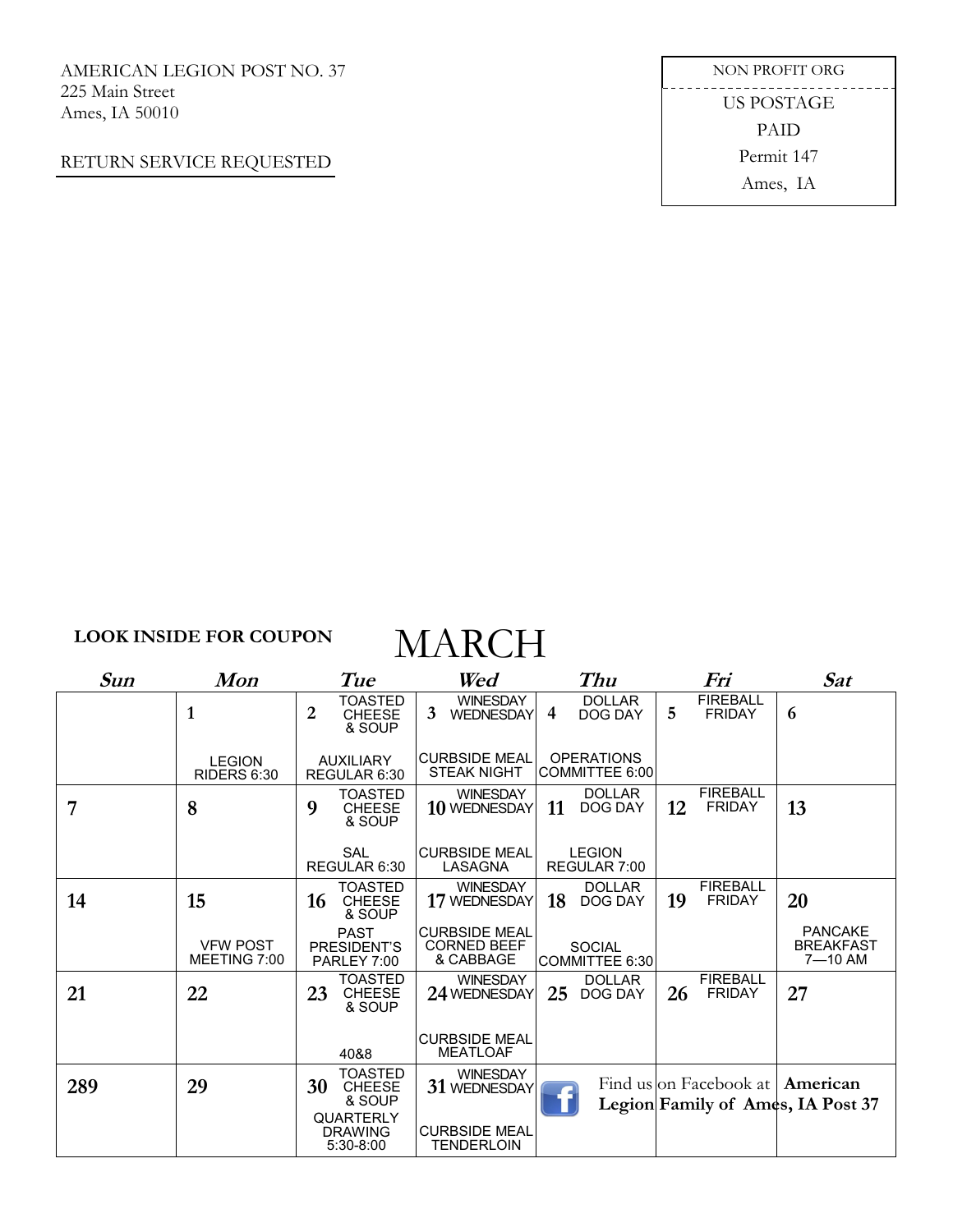AMERICAN LEGION POST NO. 37
225 Main Street
Ames, IA 50010

RETURN SERVICE REQUESTED

NON PROFIT ORG
US POSTAGE
PAID
Permit 147
Ames, IA

**LOOK INSIDE FOR COUPON**

# MARCH

| *Sun* | *Mon* | *Tue* | *Wed* | *Thu* | *Fri* | *Sat* |
| --- | --- | --- | --- | --- | --- | --- |
| | 1 LEGION RIDERS 6:30 | 2 TOASTED CHEESE & SOUP AUXILIARY REGULAR 6:30 | 3 WINESDAY WEDNESDAY CURBSIDE MEAL STEAK NIGHT | 4 DOLLAR DOG DAY OPERATIONS COMMITTEE 6:00 | 5 FIREBALL FRIDAY | 6 |
| 7 | 8 | 9 TOASTED CHEESE & SOUP SAL REGULAR 6:30 | 10 WINESDAY WEDNESDAY CURBSIDE MEAL LASAGNA | 11 DOLLAR DOG DAY LEGION REGULAR 7:00 | 12 FIREBALL FRIDAY | 13 |
| 14 | 15 VFW POST MEETING 7:00 | 16 TOASTED CHEESE & SOUP PAST PRESIDENT'S PARLEY 7:00 | 17 WINESDAY WEDNESDAY CURBSIDE MEAL CORNED BEEF & CABBAGE | 18 DOLLAR DOG DAY SOCIAL COMMITTEE 6:30 | 19 FIREBALL FRIDAY | 20 PANCAKE BREAKFAST 7—10 AM |
| 21 | 22 | 23 TOASTED CHEESE & SOUP 40&8 | 24 WINESDAY WEDNESDAY CURBSIDE MEAL MEATLOAF | 25 DOLLAR DOG DAY | 26 FIREBALL FRIDAY | 27 |
| 289 | 29 | 30 TOASTED CHEESE & SOUP QUARTERLY DRAWING 5:30-8:00 | 31 WINESDAY WEDNESDAY CURBSIDE MEAL TENDERLOIN | Find us on Facebook at **American Legion Family of Ames, IA Post 37** | | |